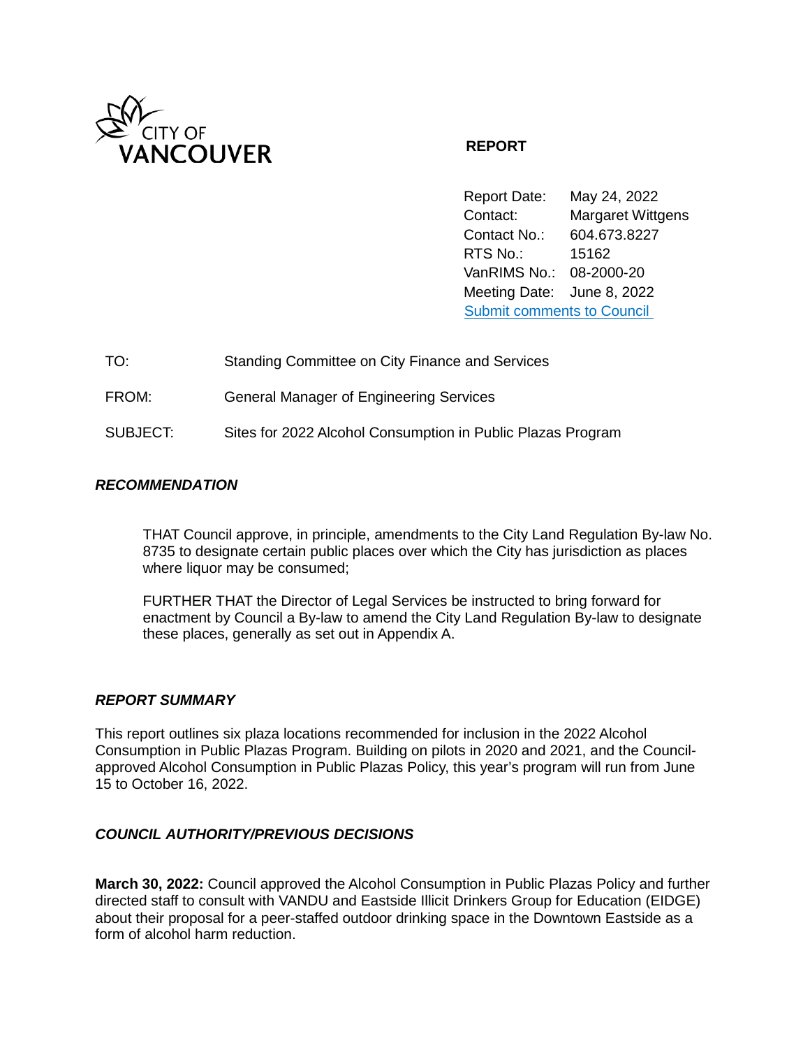CITY OF VANCOUVER

**REPORT**

Report Date: May 24, 2022
Contact: Margaret Wittgens
Contact No.: 604.673.8227
RTS No.: 15162
VanRIMS No.: 08-2000-20
Meeting Date: June 8, 2022
Submit comments to Council

TO: Standing Committee on City Finance and Services

FROM: General Manager of Engineering Services

SUBJECT: Sites for 2022 Alcohol Consumption in Public Plazas Program

### *RECOMMENDATION*

THAT Council approve, in principle, amendments to the City Land Regulation By-law No. 8735 to designate certain public places over which the City has jurisdiction as places where liquor may be consumed;

FURTHER THAT the Director of Legal Services be instructed to bring forward for enactment by Council a By-law to amend the City Land Regulation By-law to designate these places, generally as set out in Appendix A.

### *REPORT SUMMARY*

This report outlines six plaza locations recommended for inclusion in the 2022 Alcohol Consumption in Public Plazas Program. Building on pilots in 2020 and 2021, and the Council-approved Alcohol Consumption in Public Plazas Policy, this year's program will run from June 15 to October 16, 2022.

### *COUNCIL AUTHORITY/PREVIOUS DECISIONS*

**March 30, 2022:** Council approved the Alcohol Consumption in Public Plazas Policy and further directed staff to consult with VANDU and Eastside Illicit Drinkers Group for Education (EIDGE) about their proposal for a peer-staffed outdoor drinking space in the Downtown Eastside as a form of alcohol harm reduction.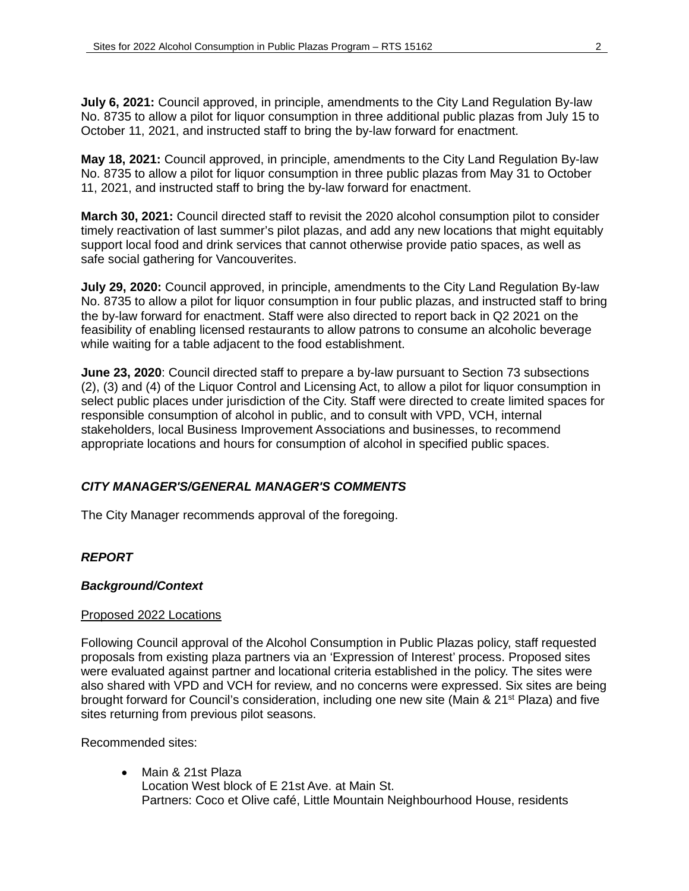**July 6, 2021:** Council approved, in principle, amendments to the City Land Regulation By-law No. 8735 to allow a pilot for liquor consumption in three additional public plazas from July 15 to October 11, 2021, and instructed staff to bring the by-law forward for enactment.

**May 18, 2021:** Council approved, in principle, amendments to the City Land Regulation By-law No. 8735 to allow a pilot for liquor consumption in three public plazas from May 31 to October 11, 2021, and instructed staff to bring the by-law forward for enactment.

**March 30, 2021:** Council directed staff to revisit the 2020 alcohol consumption pilot to consider timely reactivation of last summer's pilot plazas, and add any new locations that might equitably support local food and drink services that cannot otherwise provide patio spaces, as well as safe social gathering for Vancouverites.

**July 29, 2020:** Council approved, in principle, amendments to the City Land Regulation By-law No. 8735 to allow a pilot for liquor consumption in four public plazas, and instructed staff to bring the by-law forward for enactment. Staff were also directed to report back in Q2 2021 on the feasibility of enabling licensed restaurants to allow patrons to consume an alcoholic beverage while waiting for a table adjacent to the food establishment.

**June 23, 2020**: Council directed staff to prepare a by-law pursuant to Section 73 subsections (2), (3) and (4) of the Liquor Control and Licensing Act, to allow a pilot for liquor consumption in select public places under jurisdiction of the City. Staff were directed to create limited spaces for responsible consumption of alcohol in public, and to consult with VPD, VCH, internal stakeholders, local Business Improvement Associations and businesses, to recommend appropriate locations and hours for consumption of alcohol in specified public spaces.

### *CITY MANAGER'S/GENERAL MANAGER'S COMMENTS*

The City Manager recommends approval of the foregoing.

## *REPORT*

### *Background/Context*

Proposed 2022 Locations

Following Council approval of the Alcohol Consumption in Public Plazas policy, staff requested proposals from existing plaza partners via an 'Expression of Interest' process. Proposed sites were evaluated against partner and locational criteria established in the policy. The sites were also shared with VPD and VCH for review, and no concerns were expressed. Six sites are being brought forward for Council's consideration, including one new site (Main & 21st Plaza) and five sites returning from previous pilot seasons.

Recommended sites:

- Main & 21st Plaza
  Location West block of E 21st Ave. at Main St.
  Partners: Coco et Olive café, Little Mountain Neighbourhood House, residents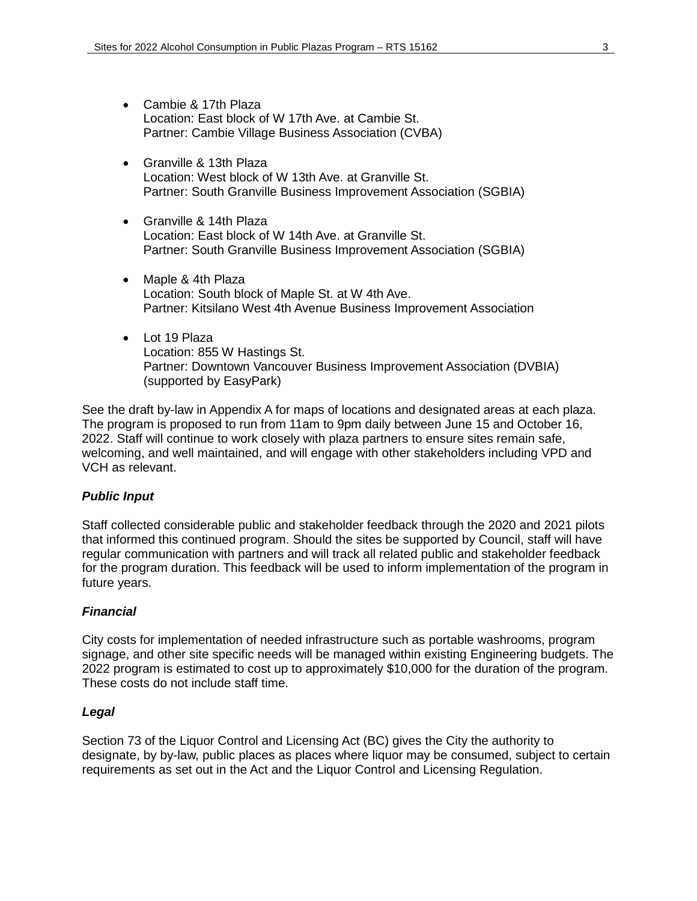- Cambie & 17th Plaza
  Location: East block of W 17th Ave. at Cambie St.
  Partner: Cambie Village Business Association (CVBA)

- Granville & 13th Plaza
  Location: West block of W 13th Ave. at Granville St.
  Partner: South Granville Business Improvement Association (SGBIA)

- Granville & 14th Plaza
  Location: East block of W 14th Ave. at Granville St.
  Partner: South Granville Business Improvement Association (SGBIA)

- Maple & 4th Plaza
  Location: South block of Maple St. at W 4th Ave.
  Partner: Kitsilano West 4th Avenue Business Improvement Association

- Lot 19 Plaza
  Location: 855 W Hastings St.
  Partner: Downtown Vancouver Business Improvement Association (DVBIA) (supported by EasyPark)

See the draft by-law in Appendix A for maps of locations and designated areas at each plaza. The program is proposed to run from 11am to 9pm daily between June 15 and October 16, 2022. Staff will continue to work closely with plaza partners to ensure sites remain safe, welcoming, and well maintained, and will engage with other stakeholders including VPD and VCH as relevant.

***Public Input***

Staff collected considerable public and stakeholder feedback through the 2020 and 2021 pilots that informed this continued program. Should the sites be supported by Council, staff will have regular communication with partners and will track all related public and stakeholder feedback for the program duration. This feedback will be used to inform implementation of the program in future years.

***Financial***

City costs for implementation of needed infrastructure such as portable washrooms, program signage, and other site specific needs will be managed within existing Engineering budgets. The 2022 program is estimated to cost up to approximately $10,000 for the duration of the program. These costs do not include staff time.

***Legal***

Section 73 of the Liquor Control and Licensing Act (BC) gives the City the authority to designate, by by-law, public places as places where liquor may be consumed, subject to certain requirements as set out in the Act and the Liquor Control and Licensing Regulation.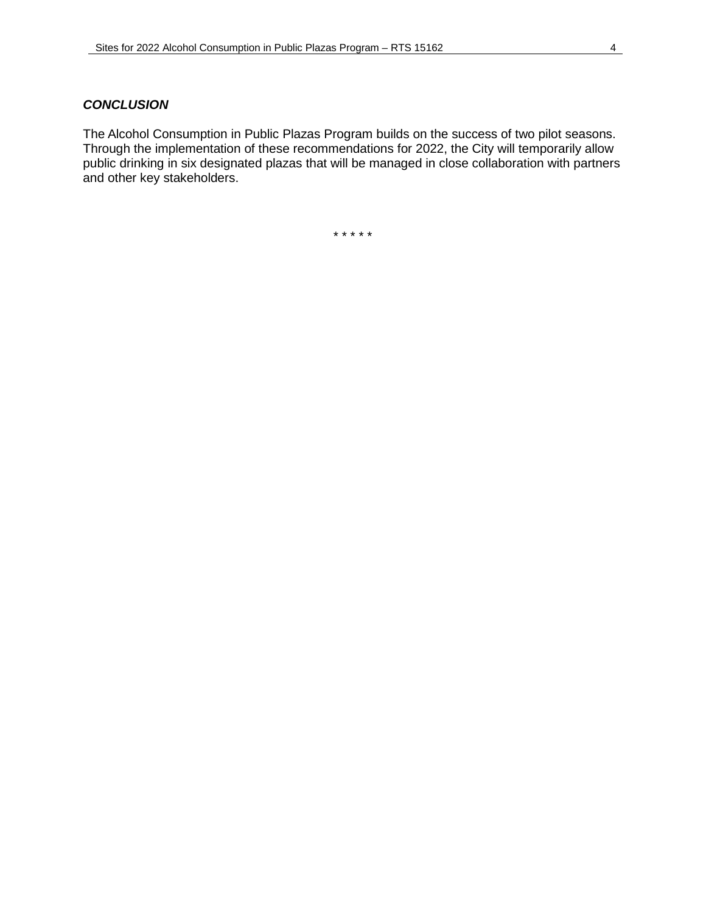### ***CONCLUSION***

The Alcohol Consumption in Public Plazas Program builds on the success of two pilot seasons. Through the implementation of these recommendations for 2022, the City will temporarily allow public drinking in six designated plazas that will be managed in close collaboration with partners and other key stakeholders.

\* \* \* \* \*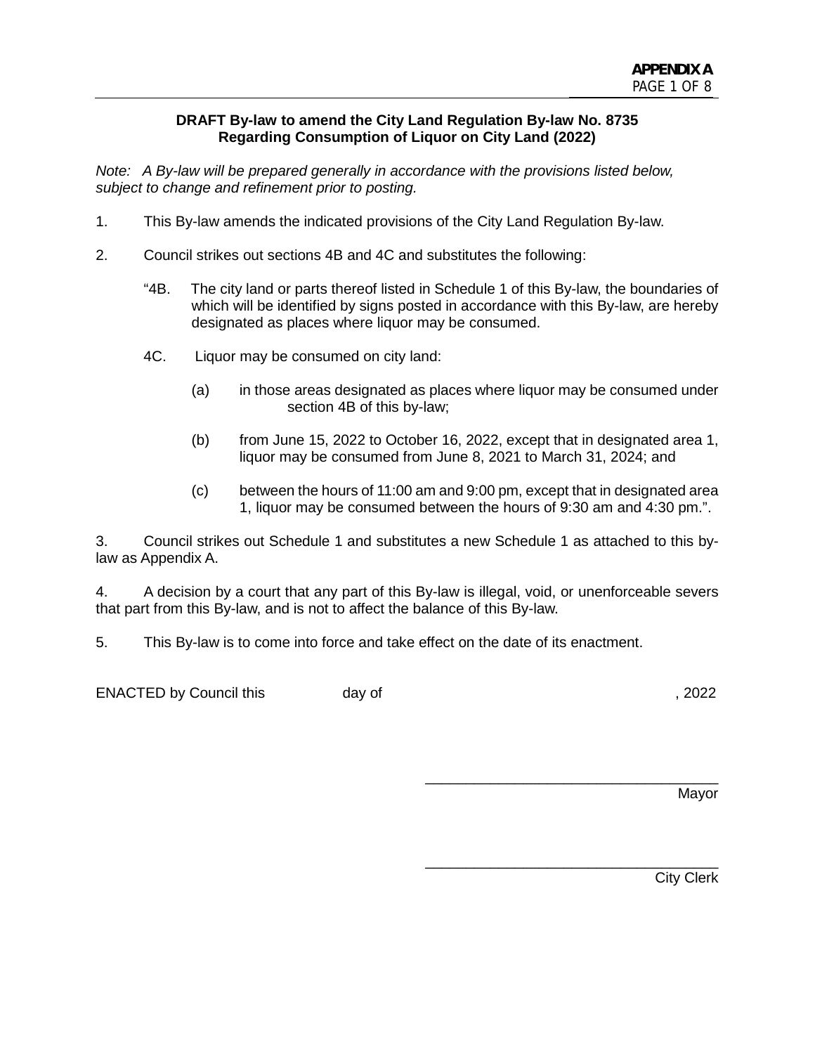**APPENDIX A**

**DRAFT By-law to amend the City Land Regulation By-law No. 8735**
**Regarding Consumption of Liquor on City Land (2022)**

*Note: A By-law will be prepared generally in accordance with the provisions listed below, subject to change and refinement prior to posting.*

1. This By-law amends the indicated provisions of the City Land Regulation By-law.

2. Council strikes out sections 4B and 4C and substitutes the following:

   "4B. The city land or parts thereof listed in Schedule 1 of this By-law, the boundaries of which will be identified by signs posted in accordance with this By-law, are hereby designated as places where liquor may be consumed.

   4C. Liquor may be consumed on city land:

   (a) in those areas designated as places where liquor may be consumed under section 4B of this by-law;

   (b) from June 15, 2022 to October 16, 2022, except that in designated area 1, liquor may be consumed from June 8, 2021 to March 31, 2024; and

   (c) between the hours of 11:00 am and 9:00 pm, except that in designated area 1, liquor may be consumed between the hours of 9:30 am and 4:30 pm.".

3. Council strikes out Schedule 1 and substitutes a new Schedule 1 as attached to this by-law as Appendix A.

4. A decision by a court that any part of this By-law is illegal, void, or unenforceable severs that part from this By-law, and is not to affect the balance of this By-law.

5. This By-law is to come into force and take effect on the date of its enactment.

ENACTED by Council this day of , 2022

\_\_\_\_\_\_\_\_\_\_\_\_\_\_\_\_\_\_\_\_\_\_\_\_\_\_\_\_\_\_\_\_\_\_\_\_
Mayor

\_\_\_\_\_\_\_\_\_\_\_\_\_\_\_\_\_\_\_\_\_\_\_\_\_\_\_\_\_\_\_\_\_\_\_\_
City Clerk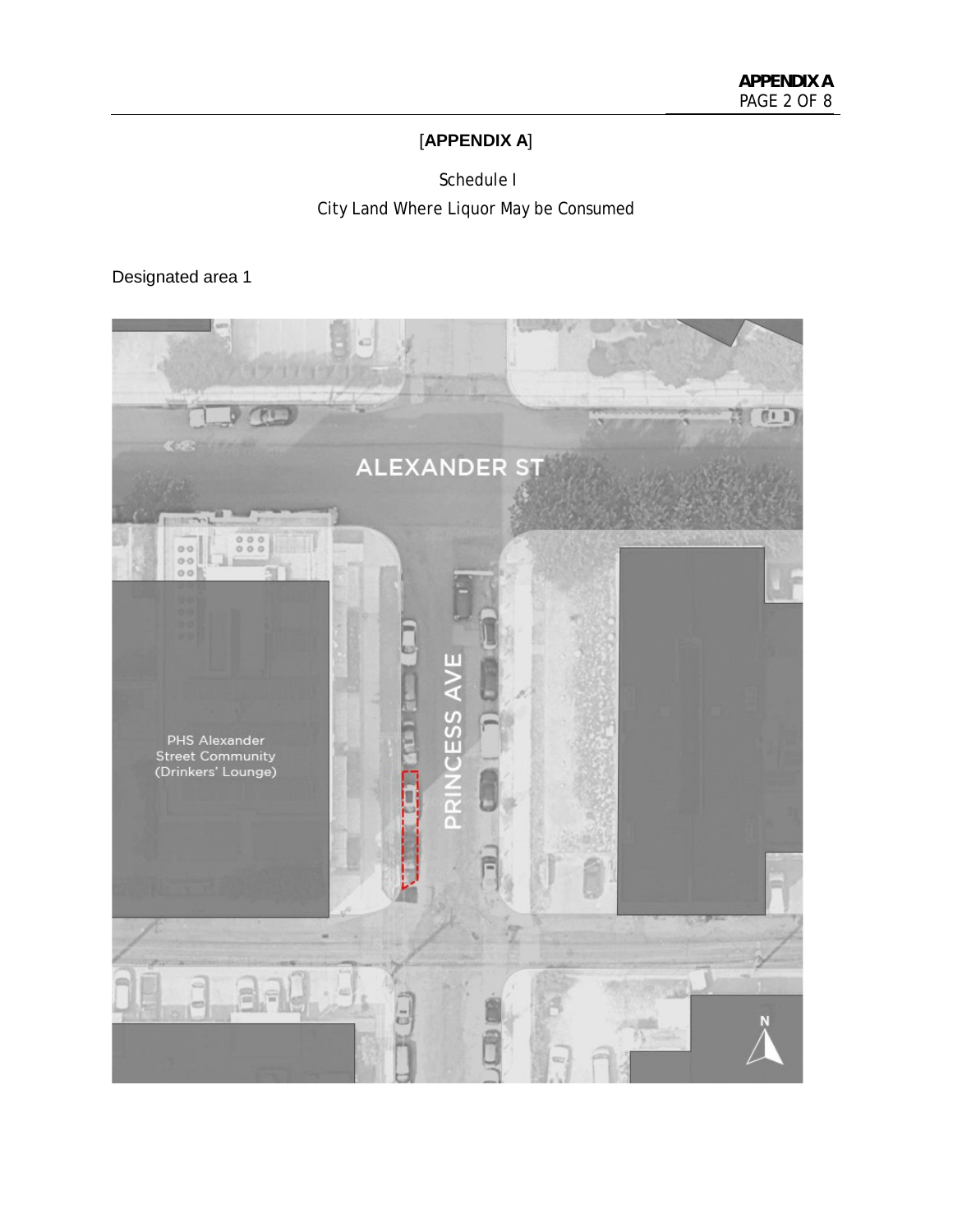[**APPENDIX A**]

Schedule I

City Land Where Liquor May be Consumed

Designated area 1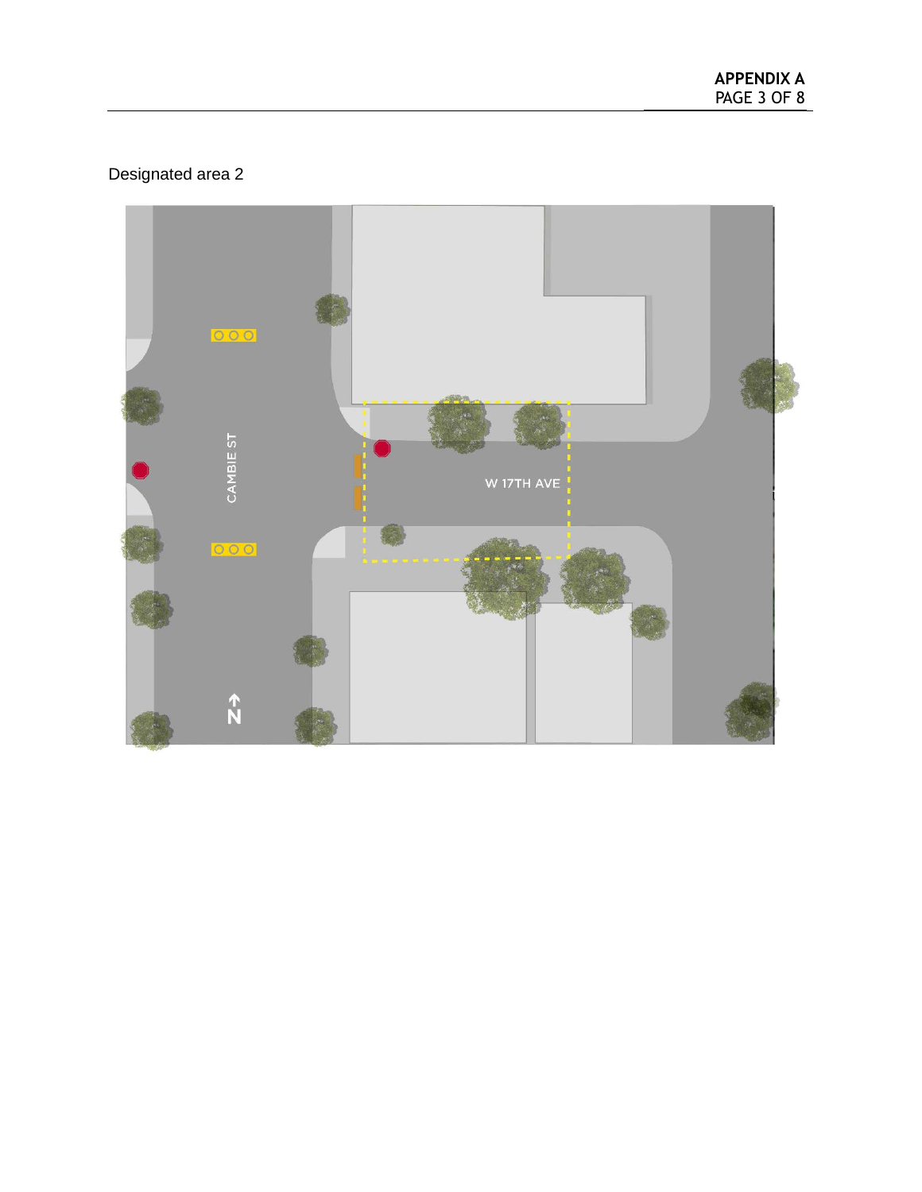Designated area 2

CAMBIE ST

W 17TH AVE

N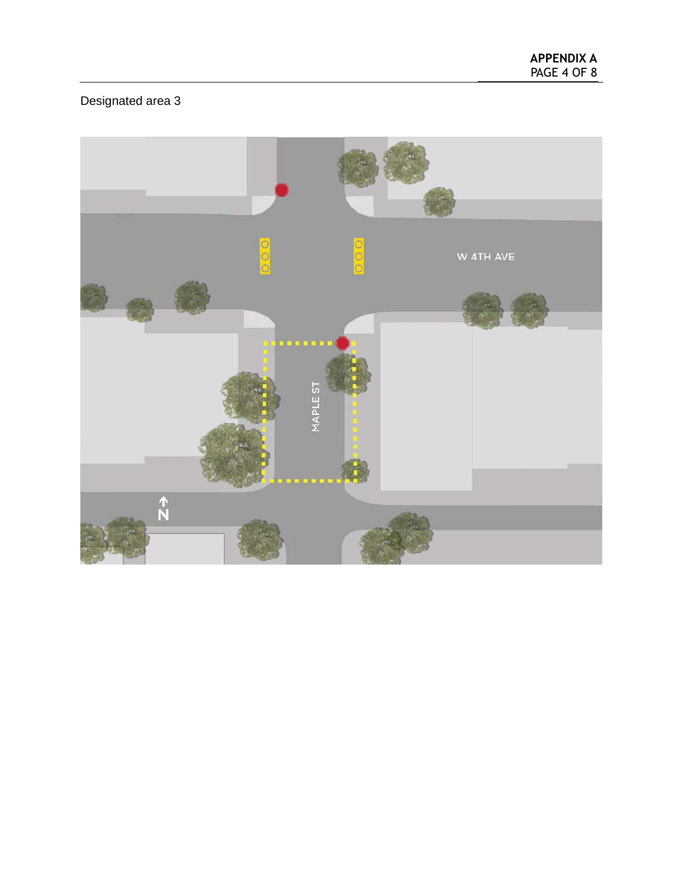Designated area 3

W 4TH AVE

MAPLE ST

N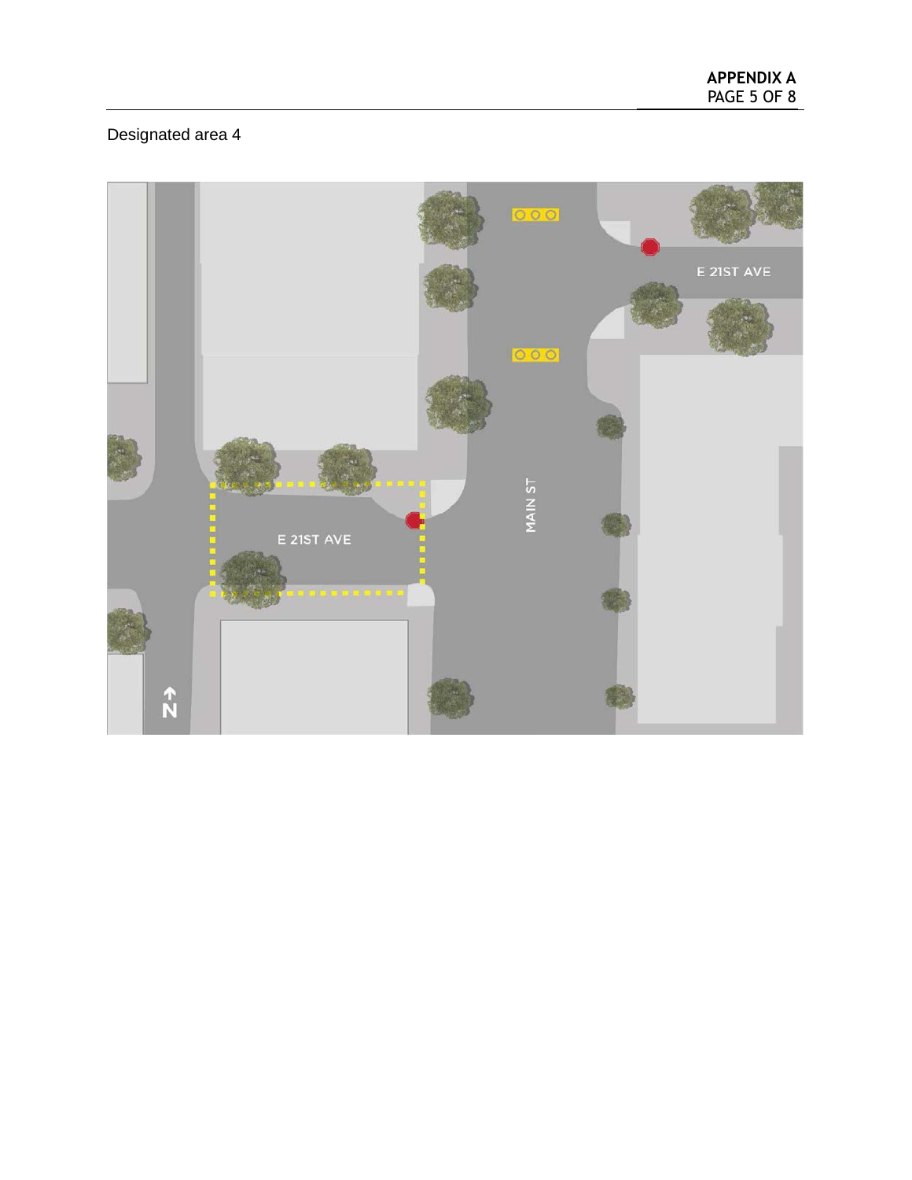Designated area 4

E 21ST AVE

MAIN ST

E 21ST AVE

N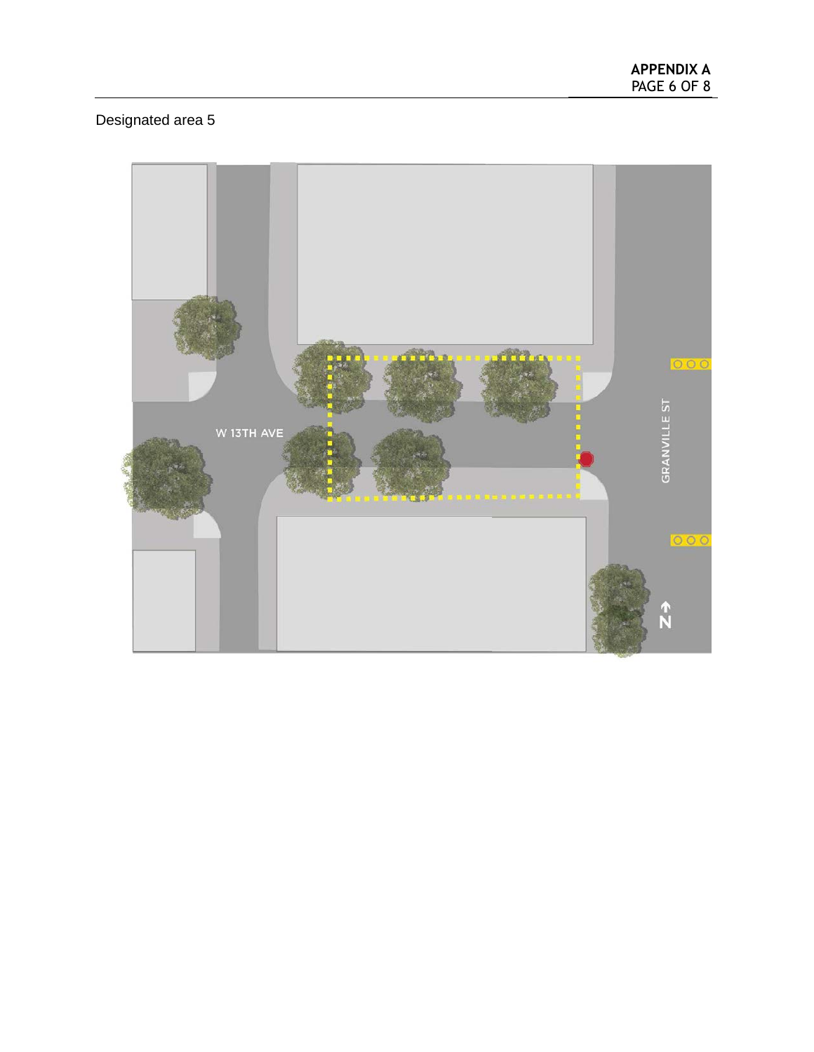Designated area 5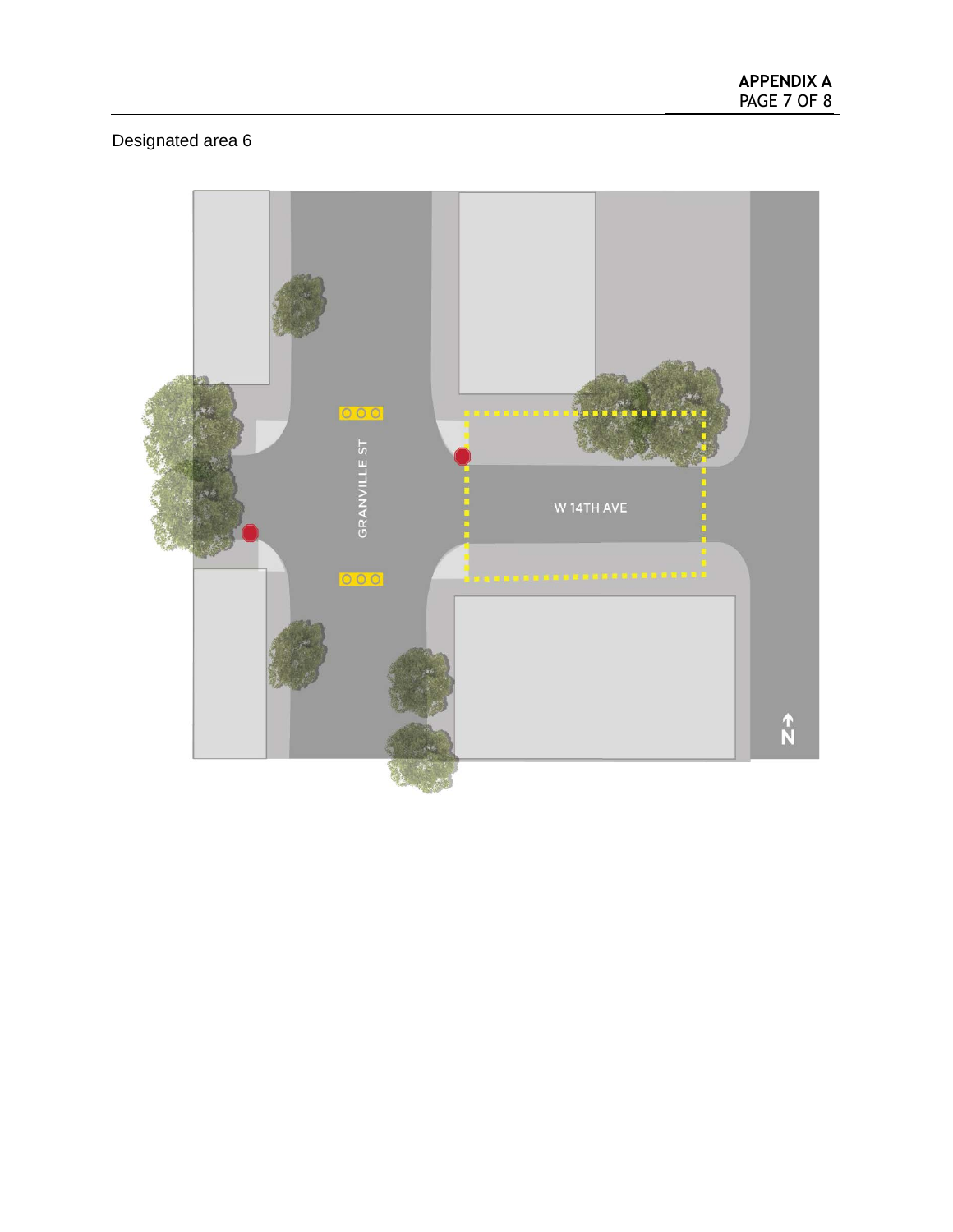Designated area 6

GRANVILLE ST

W 14TH AVE

N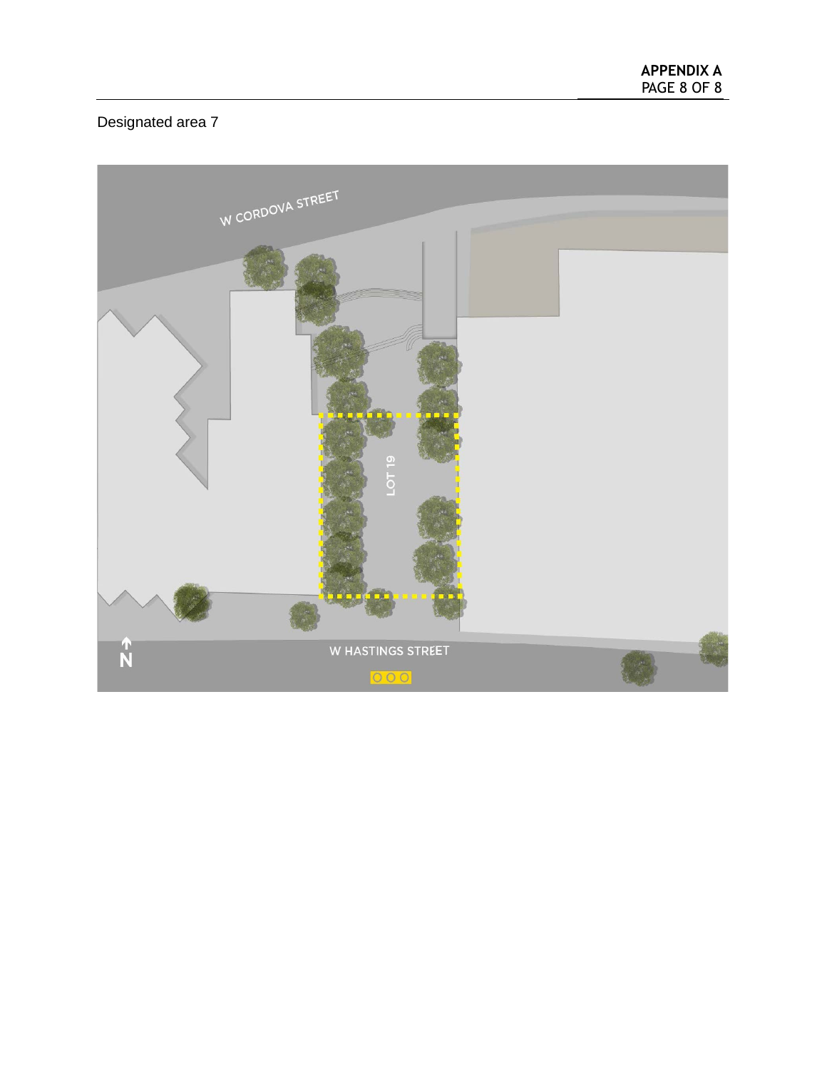Designated area 7

W CORDOVA STREET

LOT 19

W HASTINGS STREET

N